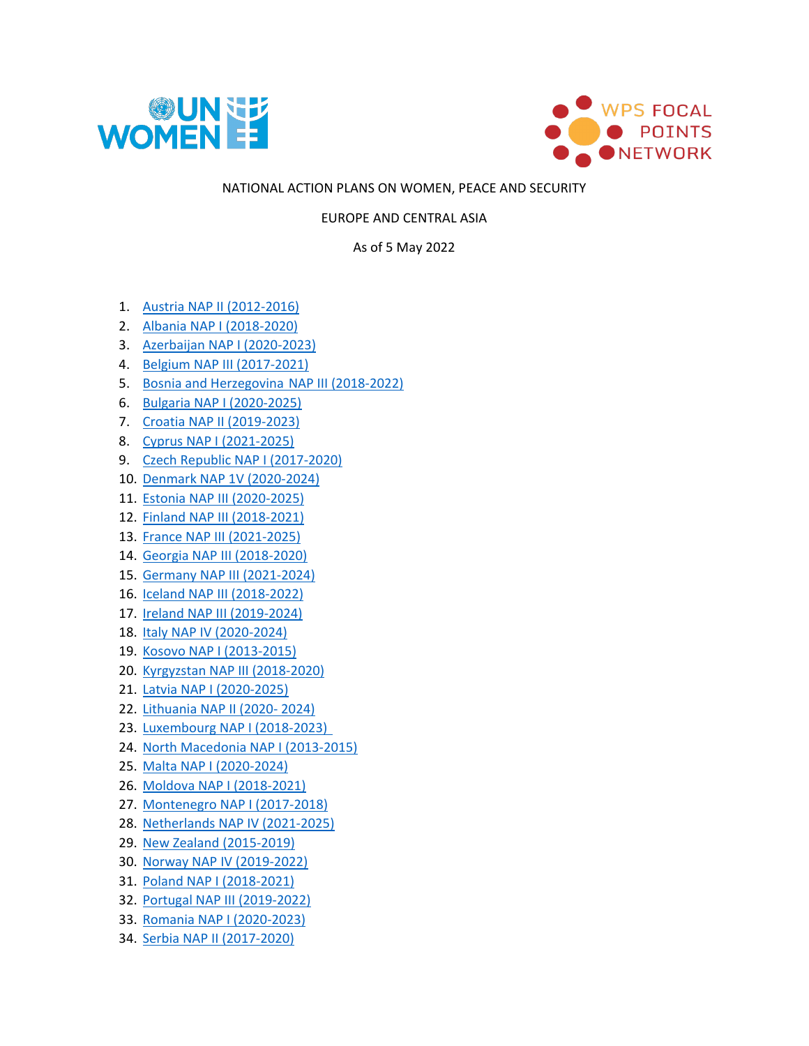NATIONAL ACTION PLANS ON WOMEN, PEACE AND SECURITY

EUROPE AND CENTRAL ASIA

As of 5 May 2022

1. Austria NAP II (2012-2016)
2. Albania NAP I (2018-2020)
3. Azerbaijan NAP I (2020-2023)
4. Belgium NAP III (2017-2021)
5. Bosnia and Herzegovina NAP III (2018-2022)
6. Bulgaria NAP I (2020-2025)
7. Croatia NAP II (2019-2023)
8. Cyprus NAP I (2021-2025)
9. Czech Republic NAP I (2017-2020)
10. Denmark NAP 1V (2020-2024)
11. Estonia NAP III (2020-2025)
12. Finland NAP III (2018-2021)
13. France NAP III (2021-2025)
14. Georgia NAP III (2018-2020)
15. Germany NAP III (2021-2024)
16. Iceland NAP III (2018-2022)
17. Ireland NAP III (2019-2024)
18. Italy NAP IV (2020-2024)
19. Kosovo NAP I (2013-2015)
20. Kyrgyzstan NAP III (2018-2020)
21. Latvia NAP I (2020-2025)
22. Lithuania NAP II (2020- 2024)
23. Luxembourg NAP I (2018-2023)
24. North Macedonia NAP I (2013-2015)
25. Malta NAP I (2020-2024)
26. Moldova NAP I (2018-2021)
27. Montenegro NAP I (2017-2018)
28. Netherlands NAP IV (2021-2025)
29. New Zealand (2015-2019)
30. Norway NAP IV (2019-2022)
31. Poland NAP I (2018-2021)
32. Portugal NAP III (2019-2022)
33. Romania NAP I (2020-2023)
34. Serbia NAP II (2017-2020)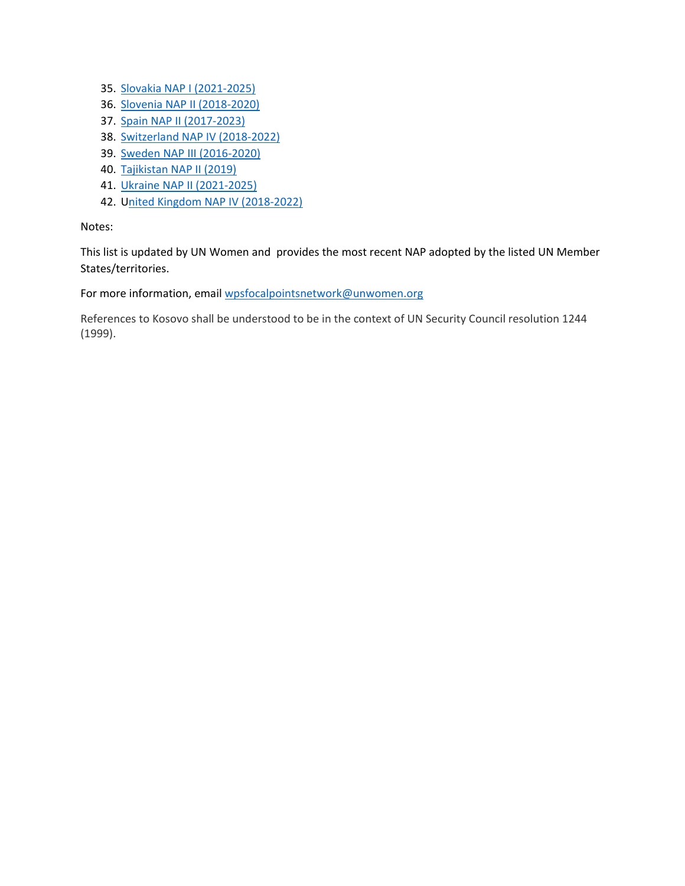35. Slovakia NAP I (2021-2025)
36. Slovenia NAP II (2018-2020)
37. Spain NAP II (2017-2023)
38. Switzerland NAP IV (2018-2022)
39. Sweden NAP III (2016-2020)
40. Tajikistan NAP II (2019)
41. Ukraine NAP II (2021-2025)
42. United Kingdom NAP IV (2018-2022)

Notes:

This list is updated by UN Women and provides the most recent NAP adopted by the listed UN Member States/territories.

For more information, email wpsfocalpointsnetwork@unwomen.org

References to Kosovo shall be understood to be in the context of UN Security Council resolution 1244 (1999).